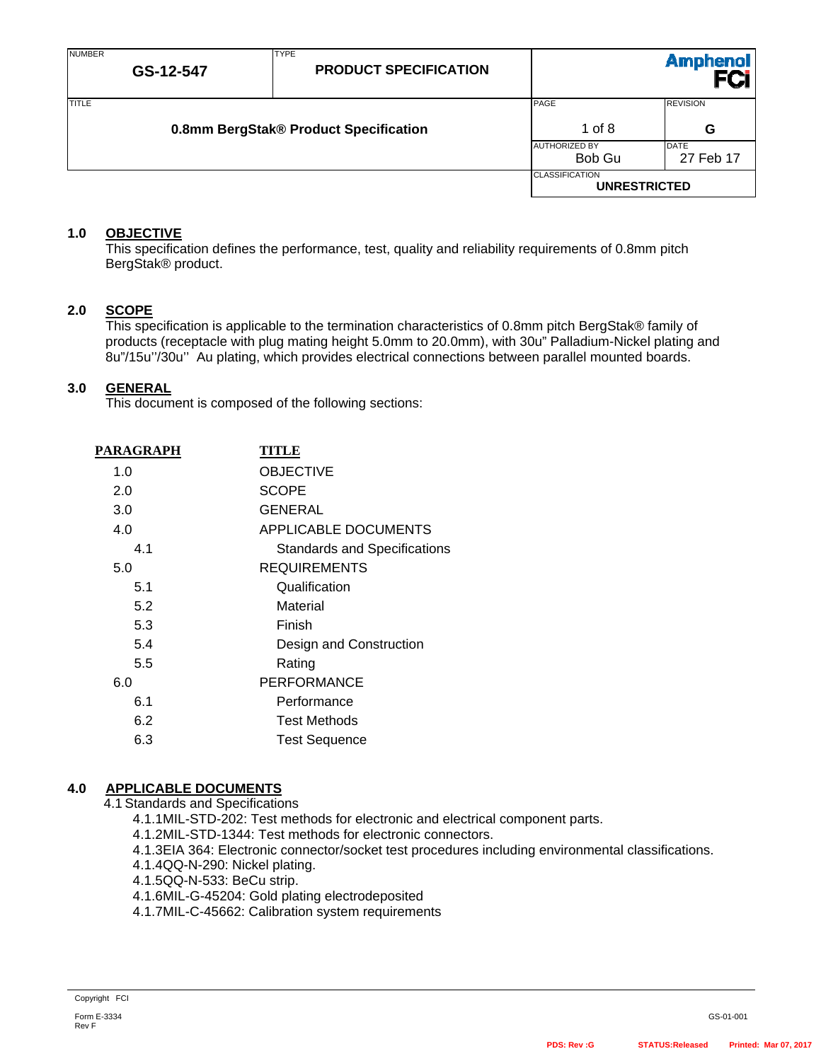| NUMBER | TYPE | |
|---|---|---|
| **GS-12-547** | **PRODUCT SPECIFICATION** | Amphenol FCi |

| TITLE | PAGE | REVISION |
|---|---|---|
| **0.8mm BergStak® Product Specification** | 1 of 8 | **G** |
| | AUTHORIZED BY: Bob Gu | DATE: 27 Feb 17 |
| | CLASSIFICATION: **UNRESTRICTED** | |

## 1.0 OBJECTIVE

This specification defines the performance, test, quality and reliability requirements of 0.8mm pitch BergStak® product.

## 2.0 SCOPE

This specification is applicable to the termination characteristics of 0.8mm pitch BergStak® family of products (receptacle with plug mating height 5.0mm to 20.0mm), with 30u" Palladium-Nickel plating and 8u"/15u''/30u'' Au plating, which provides electrical connections between parallel mounted boards.

## 3.0 GENERAL

This document is composed of the following sections:

| PARAGRAPH | TITLE |
|---|---|
| 1.0 | OBJECTIVE |
| 2.0 | SCOPE |
| 3.0 | GENERAL |
| 4.0 | APPLICABLE DOCUMENTS |
| 4.1 | Standards and Specifications |
| 5.0 | REQUIREMENTS |
| 5.1 | Qualification |
| 5.2 | Material |
| 5.3 | Finish |
| 5.4 | Design and Construction |
| 5.5 | Rating |
| 6.0 | PERFORMANCE |
| 6.1 | Performance |
| 6.2 | Test Methods |
| 6.3 | Test Sequence |

## 4.0 APPLICABLE DOCUMENTS

4.1 Standards and Specifications

- 4.1.1 MIL-STD-202: Test methods for electronic and electrical component parts.
- 4.1.2 MIL-STD-1344: Test methods for electronic connectors.
- 4.1.3 EIA 364: Electronic connector/socket test procedures including environmental classifications.
- 4.1.4 QQ-N-290: Nickel plating.
- 4.1.5 QQ-N-533: BeCu strip.
- 4.1.6 MIL-G-45204: Gold plating electrodeposited
- 4.1.7 MIL-C-45662: Calibration system requirements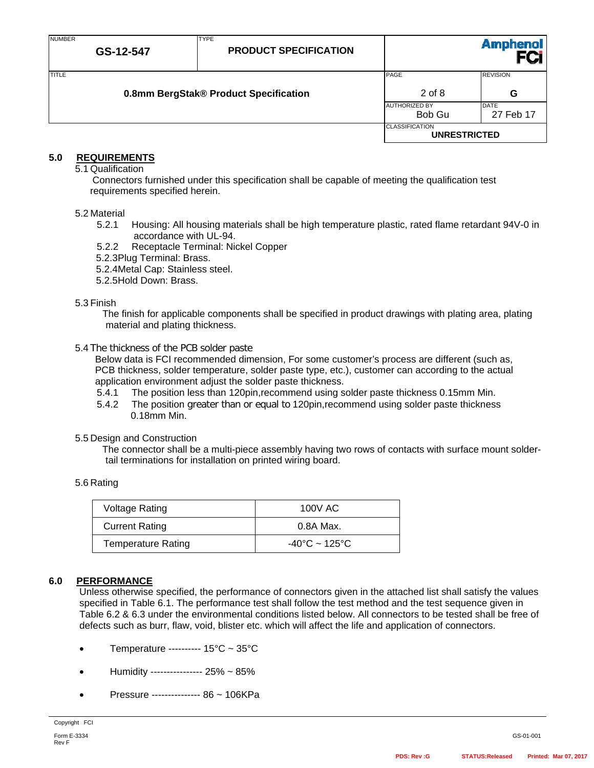## 5.0 REQUIREMENTS

5.1 Qualification

Connectors furnished under this specification shall be capable of meeting the qualification test requirements specified herein.

5.2 Material

- 5.2.1 Housing: All housing materials shall be high temperature plastic, rated flame retardant 94V-0 in accordance with UL-94.
- 5.2.2 Receptacle Terminal: Nickel Copper
- 5.2.3 Plug Terminal: Brass.
- 5.2.4 Metal Cap: Stainless steel.
- 5.2.5 Hold Down: Brass.

5.3 Finish

The finish for applicable components shall be specified in product drawings with plating area, plating material and plating thickness.

5.4 The thickness of the PCB solder paste

Below data is FCI recommended dimension, For some customer's process are different (such as, PCB thickness, solder temperature, solder paste type, etc.), customer can according to the actual application environment adjust the solder paste thickness.

- 5.4.1 The position less than 120pin,recommend using solder paste thickness 0.15mm Min.
- 5.4.2 The position greater than or equal to 120pin,recommend using solder paste thickness 0.18mm Min.

5.5 Design and Construction

The connector shall be a multi-piece assembly having two rows of contacts with surface mount solder-tail terminations for installation on printed wiring board.

5.6 Rating

| | |
|---|---|
| Voltage Rating | 100V AC |
| Current Rating | 0.8A Max. |
| Temperature Rating | -40°C ~ 125°C |

## 6.0 PERFORMANCE

Unless otherwise specified, the performance of connectors given in the attached list shall satisfy the values specified in Table 6.1. The performance test shall follow the test method and the test sequence given in Table 6.2 & 6.3 under the environmental conditions listed below. All connectors to be tested shall be free of defects such as burr, flaw, void, blister etc. which will affect the life and application of connectors.

- Temperature ---------- 15°C ~ 35°C
- Humidity ---------------- 25% ~ 85%
- Pressure --------------- 86 ~ 106KPa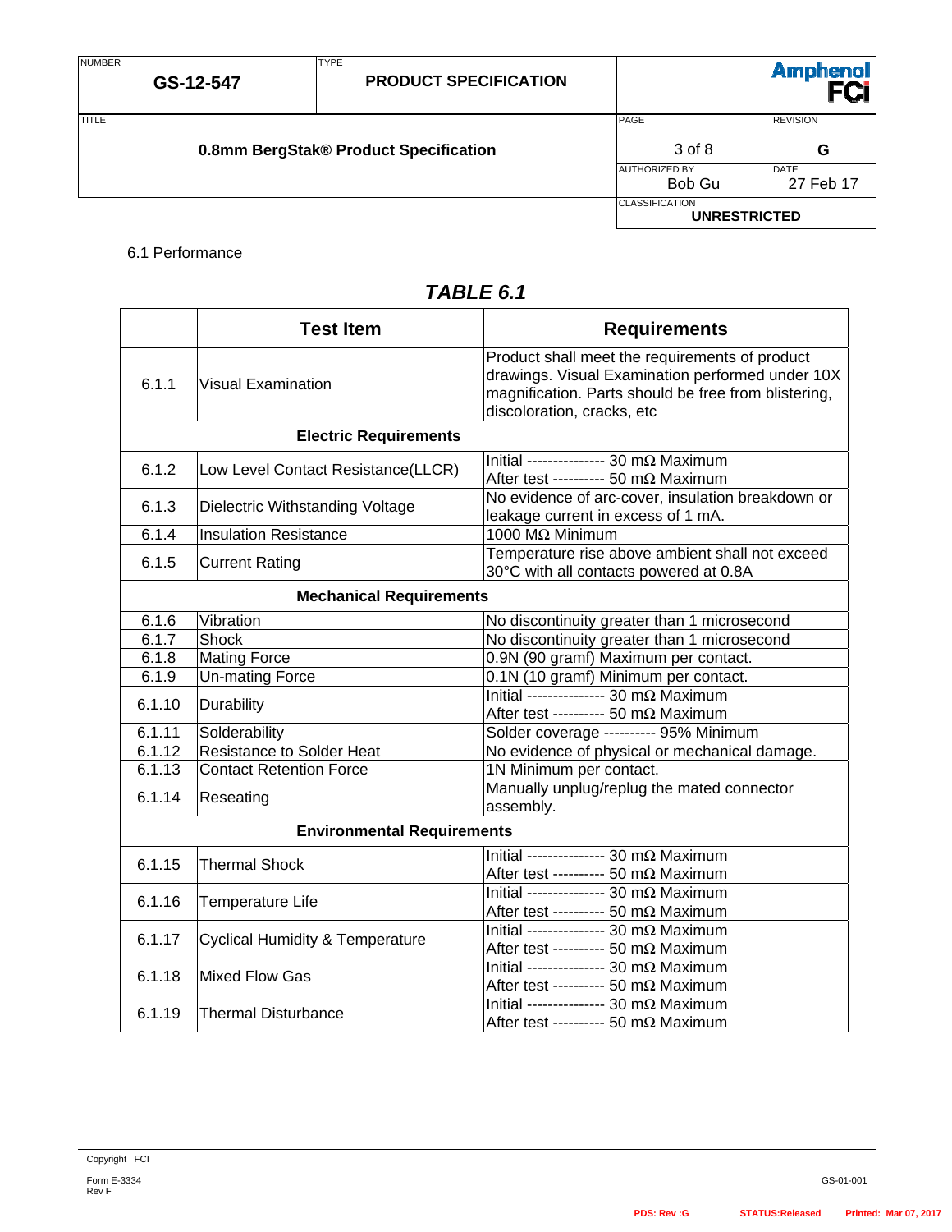6.1 Performance

## *TABLE 6.1*

| | Test Item | Requirements |
|---|---|---|
| 6.1.1 | Visual Examination | Product shall meet the requirements of product drawings. Visual Examination performed under 10X magnification. Parts should be free from blistering, discoloration, cracks, etc |
| **Electric Requirements** | | |
| 6.1.2 | Low Level Contact Resistance(LLCR) | Initial --------------- 30 mΩ Maximum<br>After test ---------- 50 mΩ Maximum |
| 6.1.3 | Dielectric Withstanding Voltage | No evidence of arc-cover, insulation breakdown or leakage current in excess of 1 mA. |
| 6.1.4 | Insulation Resistance | 1000 MΩ Minimum |
| 6.1.5 | Current Rating | Temperature rise above ambient shall not exceed 30°C with all contacts powered at 0.8A |
| **Mechanical Requirements** | | |
| 6.1.6 | Vibration | No discontinuity greater than 1 microsecond |
| 6.1.7 | Shock | No discontinuity greater than 1 microsecond |
| 6.1.8 | Mating Force | 0.9N (90 gramf) Maximum per contact. |
| 6.1.9 | Un-mating Force | 0.1N (10 gramf) Minimum per contact. |
| 6.1.10 | Durability | Initial --------------- 30 mΩ Maximum<br>After test ---------- 50 mΩ Maximum |
| 6.1.11 | Solderability | Solder coverage ---------- 95% Minimum |
| 6.1.12 | Resistance to Solder Heat | No evidence of physical or mechanical damage. |
| 6.1.13 | Contact Retention Force | 1N Minimum per contact. |
| 6.1.14 | Reseating | Manually unplug/replug the mated connector assembly. |
| **Environmental Requirements** | | |
| 6.1.15 | Thermal Shock | Initial --------------- 30 mΩ Maximum<br>After test ---------- 50 mΩ Maximum |
| 6.1.16 | Temperature Life | Initial --------------- 30 mΩ Maximum<br>After test ---------- 50 mΩ Maximum |
| 6.1.17 | Cyclical Humidity & Temperature | Initial --------------- 30 mΩ Maximum<br>After test ---------- 50 mΩ Maximum |
| 6.1.18 | Mixed Flow Gas | Initial --------------- 30 mΩ Maximum<br>After test ---------- 50 mΩ Maximum |
| 6.1.19 | Thermal Disturbance | Initial --------------- 30 mΩ Maximum<br>After test ---------- 50 mΩ Maximum |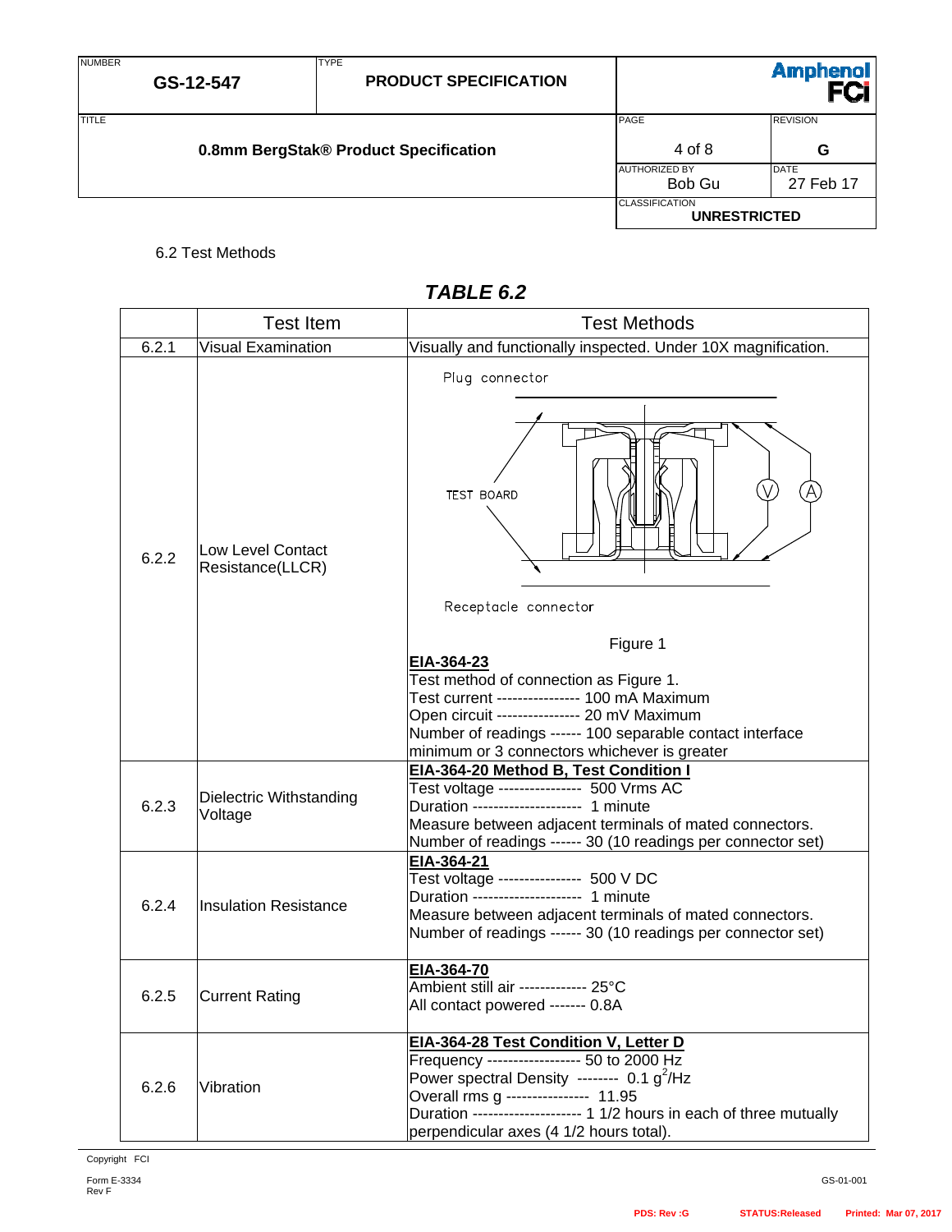6.2 Test Methods

## *TABLE 6.2*

| | Test Item | Test Methods |
|---|---|---|
| 6.2.1 | Visual Examination | Visually and functionally inspected. Under 10X magnification. |
| 6.2.2 | Low Level Contact Resistance(LLCR) | Plug connector<br>TEST BOARD<br>Receptacle connector<br>Figure 1<br>**EIA-364-23**<br>Test method of connection as Figure 1.<br>Test current ---------------- 100 mA Maximum<br>Open circuit ---------------- 20 mV Maximum<br>Number of readings ------ 100 separable contact interface minimum or 3 connectors whichever is greater |
| 6.2.3 | Dielectric Withstanding Voltage | **EIA-364-20 Method B, Test Condition I**<br>Test voltage ---------------- 500 Vrms AC<br>Duration --------------------- 1 minute<br>Measure between adjacent terminals of mated connectors.<br>Number of readings ------ 30 (10 readings per connector set) |
| 6.2.4 | Insulation Resistance | **EIA-364-21**<br>Test voltage ---------------- 500 V DC<br>Duration --------------------- 1 minute<br>Measure between adjacent terminals of mated connectors.<br>Number of readings ------ 30 (10 readings per connector set) |
| 6.2.5 | Current Rating | **EIA-364-70**<br>Ambient still air ------------- 25°C<br>All contact powered ------- 0.8A |
| 6.2.6 | Vibration | **EIA-364-28 Test Condition V, Letter D**<br>Frequency ------------------ 50 to 2000 Hz<br>Power spectral Density -------- 0.1 $g^2$/Hz<br>Overall rms g ---------------- 11.95<br>Duration --------------------- 1 1/2 hours in each of three mutually perpendicular axes (4 1/2 hours total). |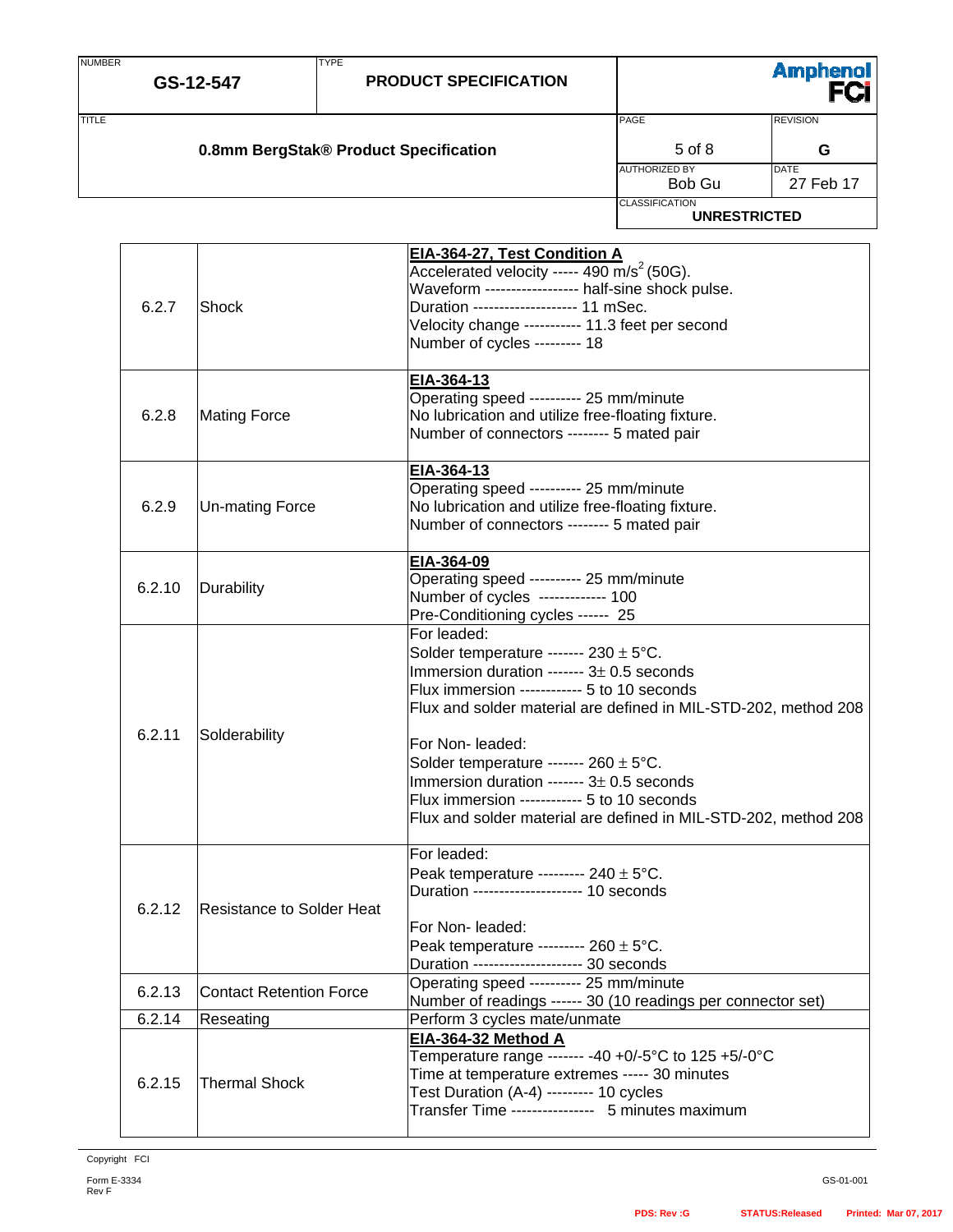| | | |
|---|---|---|
| 6.2.7 | Shock | **EIA-364-27, Test Condition A**<br>Accelerated velocity ----- 490 m/s$^2$ (50G).<br>Waveform ------------------ half-sine shock pulse.<br>Duration -------------------- 11 mSec.<br>Velocity change ----------- 11.3 feet per second<br>Number of cycles --------- 18 |
| 6.2.8 | Mating Force | **EIA-364-13**<br>Operating speed ---------- 25 mm/minute<br>No lubrication and utilize free-floating fixture.<br>Number of connectors -------- 5 mated pair |
| 6.2.9 | Un-mating Force | **EIA-364-13**<br>Operating speed ---------- 25 mm/minute<br>No lubrication and utilize free-floating fixture.<br>Number of connectors -------- 5 mated pair |
| 6.2.10 | Durability | **EIA-364-09**<br>Operating speed ---------- 25 mm/minute<br>Number of cycles ------------- 100<br>Pre-Conditioning cycles ------ 25 |
| 6.2.11 | Solderability | For leaded:<br>Solder temperature ------- 230 ± 5°C.<br>Immersion duration ------- 3± 0.5 seconds<br>Flux immersion ------------ 5 to 10 seconds<br>Flux and solder material are defined in MIL-STD-202, method 208<br><br>For Non- leaded:<br>Solder temperature ------- 260 ± 5°C.<br>Immersion duration ------- 3± 0.5 seconds<br>Flux immersion ------------ 5 to 10 seconds<br>Flux and solder material are defined in MIL-STD-202, method 208 |
| 6.2.12 | Resistance to Solder Heat | For leaded:<br>Peak temperature --------- 240 ± 5°C.<br>Duration --------------------- 10 seconds<br><br>For Non- leaded:<br>Peak temperature --------- 260 ± 5°C.<br>Duration --------------------- 30 seconds |
| 6.2.13 | Contact Retention Force | Operating speed ---------- 25 mm/minute<br>Number of readings ------ 30 (10 readings per connector set) |
| 6.2.14 | Reseating | Perform 3 cycles mate/unmate |
| 6.2.15 | Thermal Shock | **EIA-364-32 Method A**<br>Temperature range ------- -40 +0/-5°C to 125 +5/-0°C<br>Time at temperature extremes ----- 30 minutes<br>Test Duration (A-4) --------- 10 cycles<br>Transfer Time ---------------- 5 minutes maximum |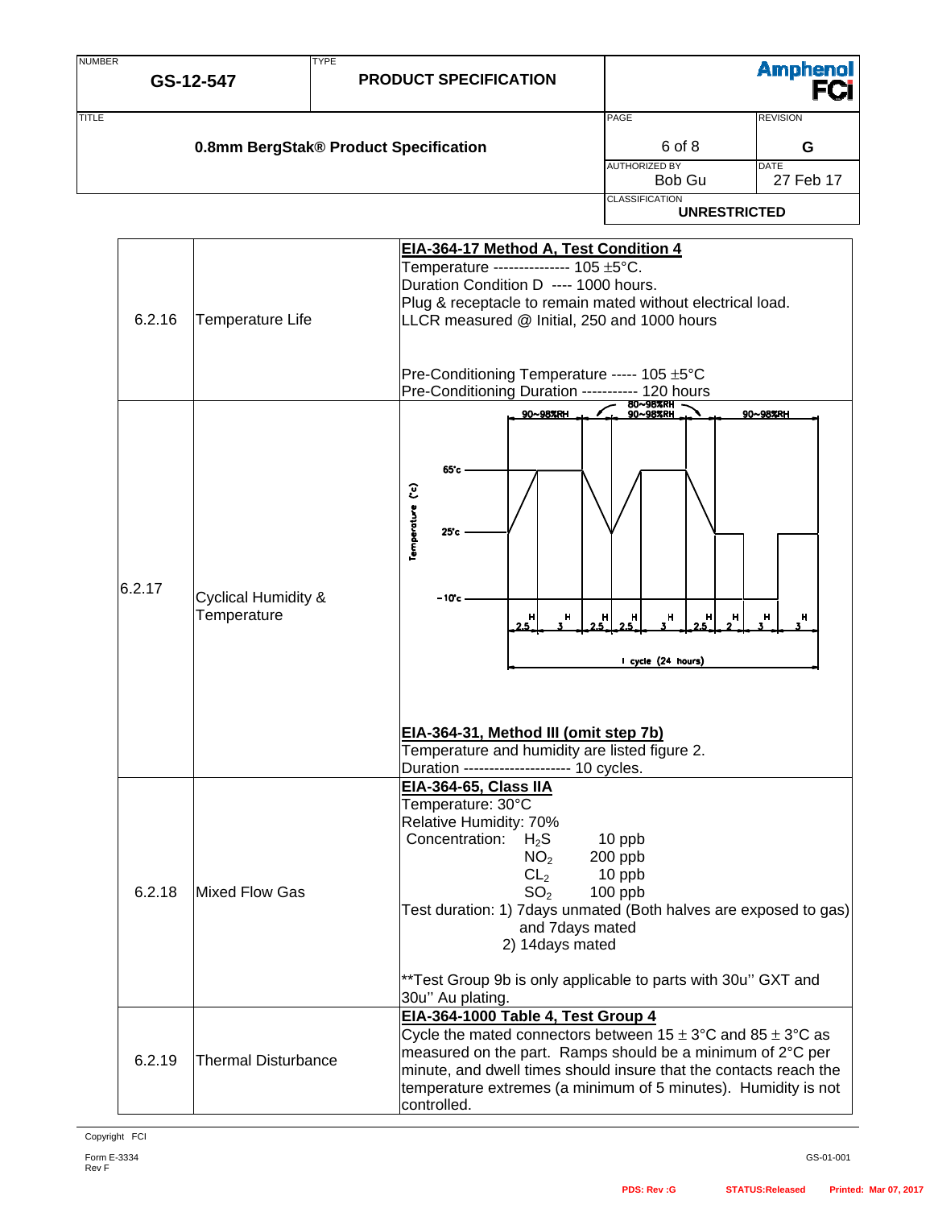| | | |
|---|---|---|
| 6.2.16 | Temperature Life | **EIA-364-17 Method A, Test Condition 4**<br>Temperature --------------- 105 ±5°C.<br>Duration Condition D ---- 1000 hours.<br>Plug & receptacle to remain mated without electrical load.<br>LLCR measured @ Initial, 250 and 1000 hours<br><br>Pre-Conditioning Temperature ----- 105 ±5°C<br>Pre-Conditioning Duration ----------- 120 hours |
| 6.2.17 | Cyclical Humidity & Temperature | **EIA-364-31, Method III (omit step 7b)**<br>Temperature and humidity are listed figure 2.<br>Duration --------------------- 10 cycles. |
| 6.2.18 | Mixed Flow Gas | **EIA-364-65, Class IIA**<br>Temperature: 30°C<br>Relative Humidity: 70%<br>Concentration: $H_2S$ 10 ppb<br>$NO_2$ 200 ppb<br>$CL_2$ 10 ppb<br>$SO_2$ 100 ppb<br>Test duration: 1) 7days unmated (Both halves are exposed to gas) and 7days mated<br>2) 14days mated<br><br>**Test Group 9b is only applicable to parts with 30u'' GXT and 30u'' Au plating. |
| 6.2.19 | Thermal Disturbance | **EIA-364-1000 Table 4, Test Group 4**<br>Cycle the mated connectors between 15 ± 3°C and 85 ± 3°C as measured on the part. Ramps should be a minimum of 2°C per minute, and dwell times should insure that the contacts reach the temperature extremes (a minimum of 5 minutes). Humidity is not controlled. |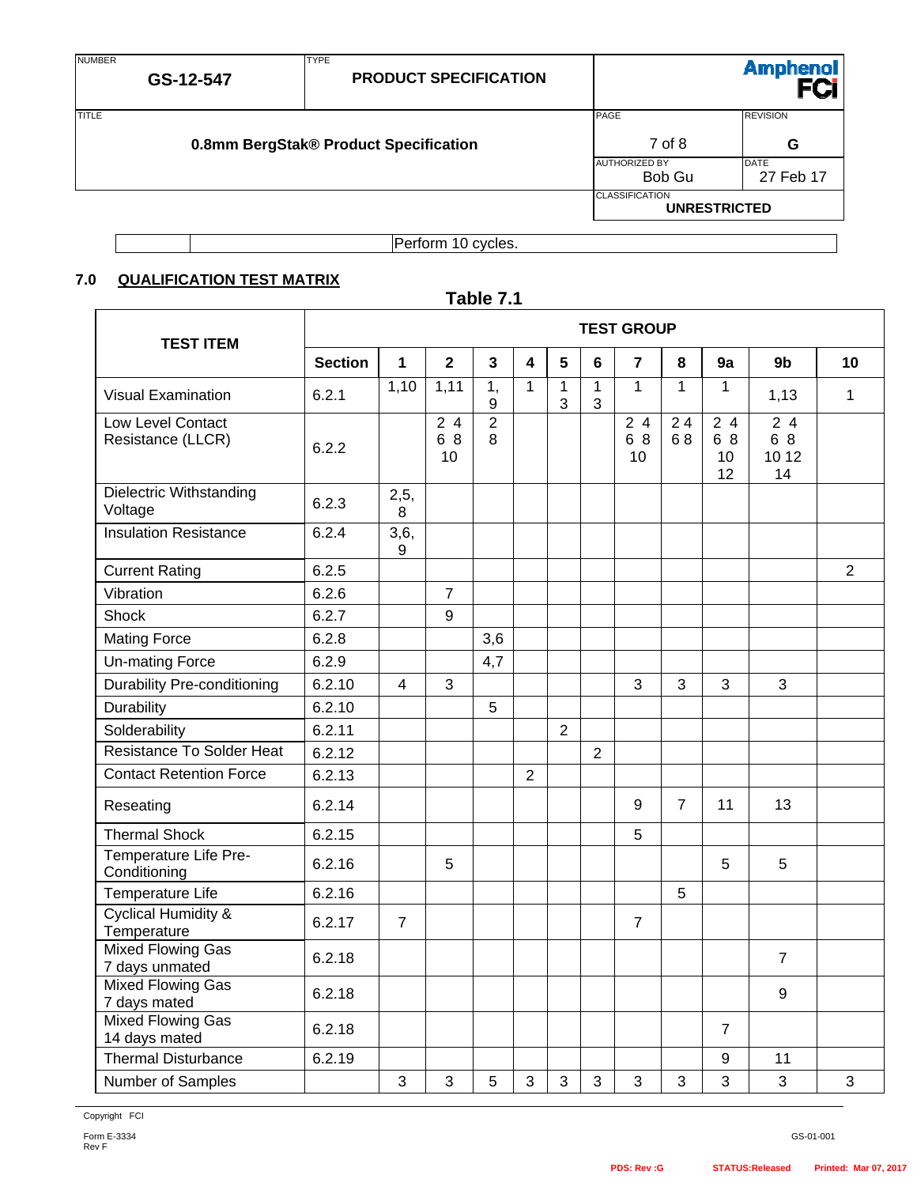| | | Perform 10 cycles. |
|---|---|---|

## 7.0 QUALIFICATION TEST MATRIX

**Table 7.1**

| TEST ITEM | TEST GROUP | | | | | | | | | | | |
|---|---|---|---|---|---|---|---|---|---|---|---|---|
| | Section | 1 | 2 | 3 | 4 | 5 | 6 | 7 | 8 | 9a | 9b | 10 |
| Visual Examination | 6.2.1 | 1,10 | 1,11 | 1, 9 | 1 | 1 3 | 1 3 | 1 | 1 | 1 | 1,13 | 1 |
| Low Level Contact Resistance (LLCR) | 6.2.2 | | 2 4 6 8 10 | 2 8 | | | | 2 4 6 8 10 | 2 4 6 8 | 2 4 6 8 10 12 | 2 4 6 8 10 12 14 | |
| Dielectric Withstanding Voltage | 6.2.3 | 2,5, 8 | | | | | | | | | | |
| Insulation Resistance | 6.2.4 | 3,6, 9 | | | | | | | | | | |
| Current Rating | 6.2.5 | | | | | | | | | | | 2 |
| Vibration | 6.2.6 | | 7 | | | | | | | | | |
| Shock | 6.2.7 | | 9 | | | | | | | | | |
| Mating Force | 6.2.8 | | | 3,6 | | | | | | | | |
| Un-mating Force | 6.2.9 | | | 4,7 | | | | | | | | |
| Durability Pre-conditioning | 6.2.10 | 4 | 3 | | | | | 3 | 3 | 3 | 3 | |
| Durability | 6.2.10 | | | 5 | | | | | | | | |
| Solderability | 6.2.11 | | | | | 2 | | | | | | |
| Resistance To Solder Heat | 6.2.12 | | | | | | 2 | | | | | |
| Contact Retention Force | 6.2.13 | | | | 2 | | | | | | | |
| Reseating | 6.2.14 | | | | | | | 9 | 7 | 11 | 13 | |
| Thermal Shock | 6.2.15 | | | | | | | 5 | | | | |
| Temperature Life Pre-Conditioning | 6.2.16 | | 5 | | | | | | | 5 | 5 | |
| Temperature Life | 6.2.16 | | | | | | | | 5 | | | |
| Cyclical Humidity & Temperature | 6.2.17 | 7 | | | | | | 7 | | | | |
| Mixed Flowing Gas 7 days unmated | 6.2.18 | | | | | | | | | | 7 | |
| Mixed Flowing Gas 7 days mated | 6.2.18 | | | | | | | | | | 9 | |
| Mixed Flowing Gas 14 days mated | 6.2.18 | | | | | | | | | 7 | | |
| Thermal Disturbance | 6.2.19 | | | | | | | | | 9 | 11 | |
| Number of Samples | | 3 | 3 | 5 | 3 | 3 | 3 | 3 | 3 | 3 | 3 | 3 |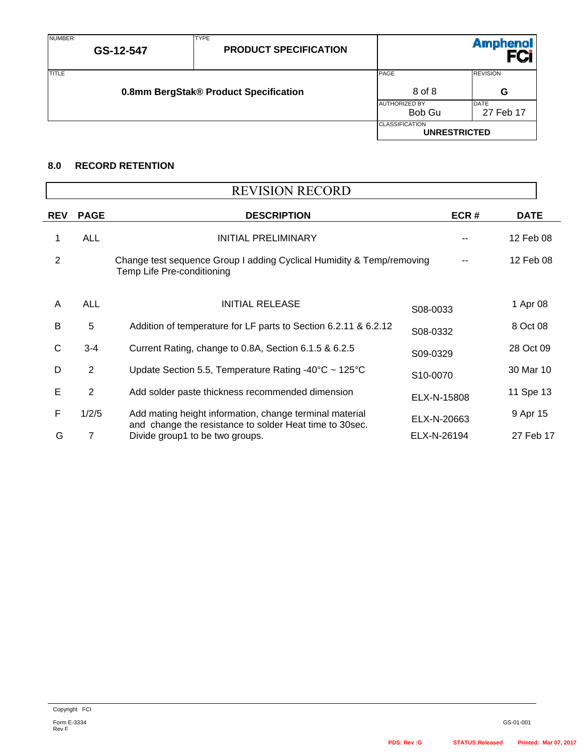## 8.0 RECORD RETENTION

REVISION RECORD

| REV | PAGE | DESCRIPTION | ECR # | DATE |
|---|---|---|---|---|
| 1 | ALL | INITIAL PRELIMINARY | -- | 12 Feb 08 |
| 2 | | Change test sequence Group I adding Cyclical Humidity & Temp/removing Temp Life Pre-conditioning | -- | 12 Feb 08 |
| A | ALL | INITIAL RELEASE | S08-0033 | 1 Apr 08 |
| B | 5 | Addition of temperature for LF parts to Section 6.2.11 & 6.2.12 | S08-0332 | 8 Oct 08 |
| C | 3-4 | Current Rating, change to 0.8A, Section 6.1.5 & 6.2.5 | S09-0329 | 28 Oct 09 |
| D | 2 | Update Section 5.5, Temperature Rating -40°C ~ 125°C | S10-0070 | 30 Mar 10 |
| E | 2 | Add solder paste thickness recommended dimension | ELX-N-15808 | 11 Spe 13 |
| F | 1/2/5 | Add mating height information, change terminal material and change the resistance to solder Heat time to 30sec. | ELX-N-20663 | 9 Apr 15 |
| G | 7 | Divide group1 to be two groups. | ELX-N-26194 | 27 Feb 17 |